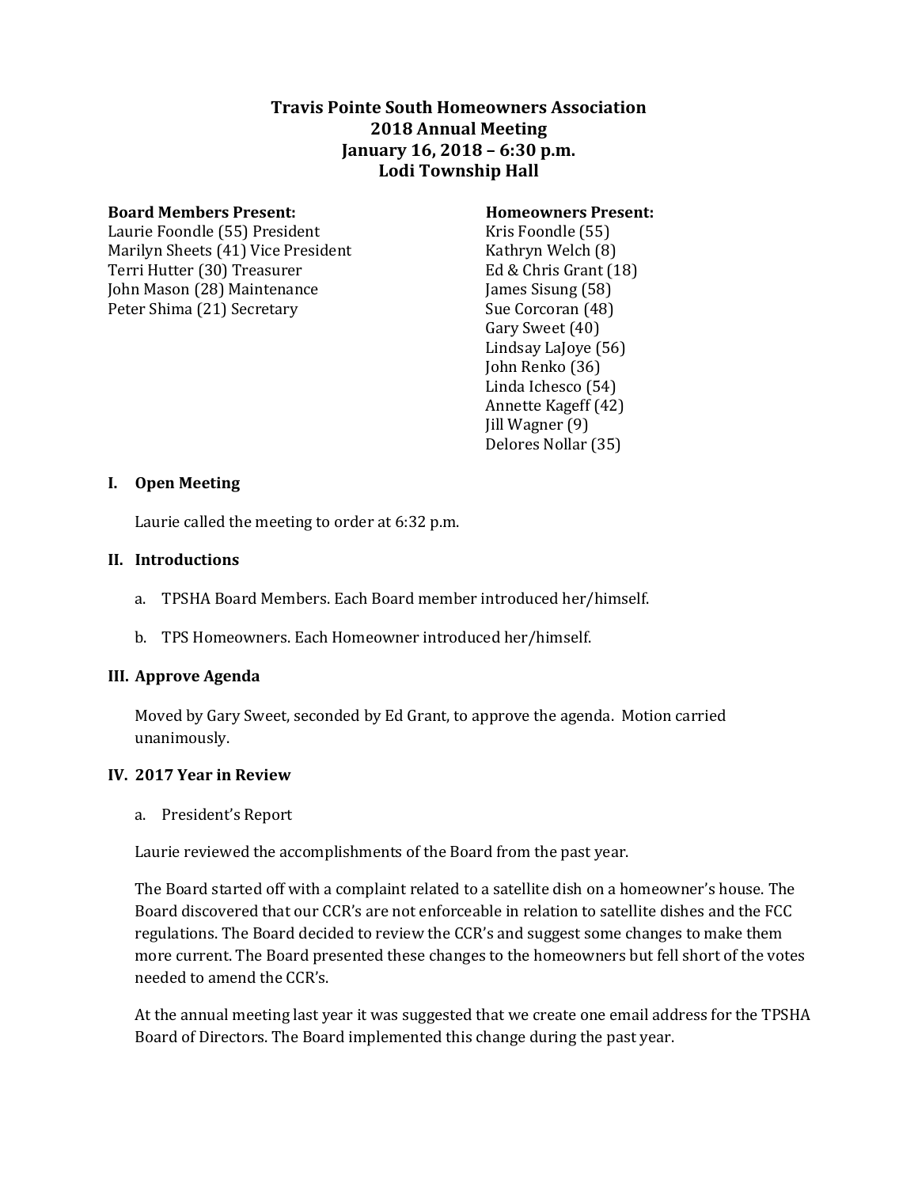# Travis Pointe South Homeowners Association
# 2018 Annual Meeting
# January 16, 2018 – 6:30 p.m.
# Lodi Township Hall

**Board Members Present:**
Laurie Foondle (55) President
Marilyn Sheets (41) Vice President
Terri Hutter (30) Treasurer
John Mason (28) Maintenance
Peter Shima (21) Secretary

**Homeowners Present:**
Kris Foondle (55)
Kathryn Welch (8)
Ed & Chris Grant (18)
James Sisung (58)
Sue Corcoran (48)
Gary Sweet (40)
Lindsay LaJoye (56)
John Renko (36)
Linda Ichesco (54)
Annette Kageff (42)
Jill Wagner (9)
Delores Nollar (35)

## I. Open Meeting

Laurie called the meeting to order at 6:32 p.m.

## II. Introductions

a. TPSHA Board Members. Each Board member introduced her/himself.

b. TPS Homeowners. Each Homeowner introduced her/himself.

## III. Approve Agenda

Moved by Gary Sweet, seconded by Ed Grant, to approve the agenda. Motion carried unanimously.

## IV. 2017 Year in Review

a. President's Report

Laurie reviewed the accomplishments of the Board from the past year.

The Board started off with a complaint related to a satellite dish on a homeowner's house. The Board discovered that our CCR's are not enforceable in relation to satellite dishes and the FCC regulations. The Board decided to review the CCR's and suggest some changes to make them more current. The Board presented these changes to the homeowners but fell short of the votes needed to amend the CCR's.

At the annual meeting last year it was suggested that we create one email address for the TPSHA Board of Directors. The Board implemented this change during the past year.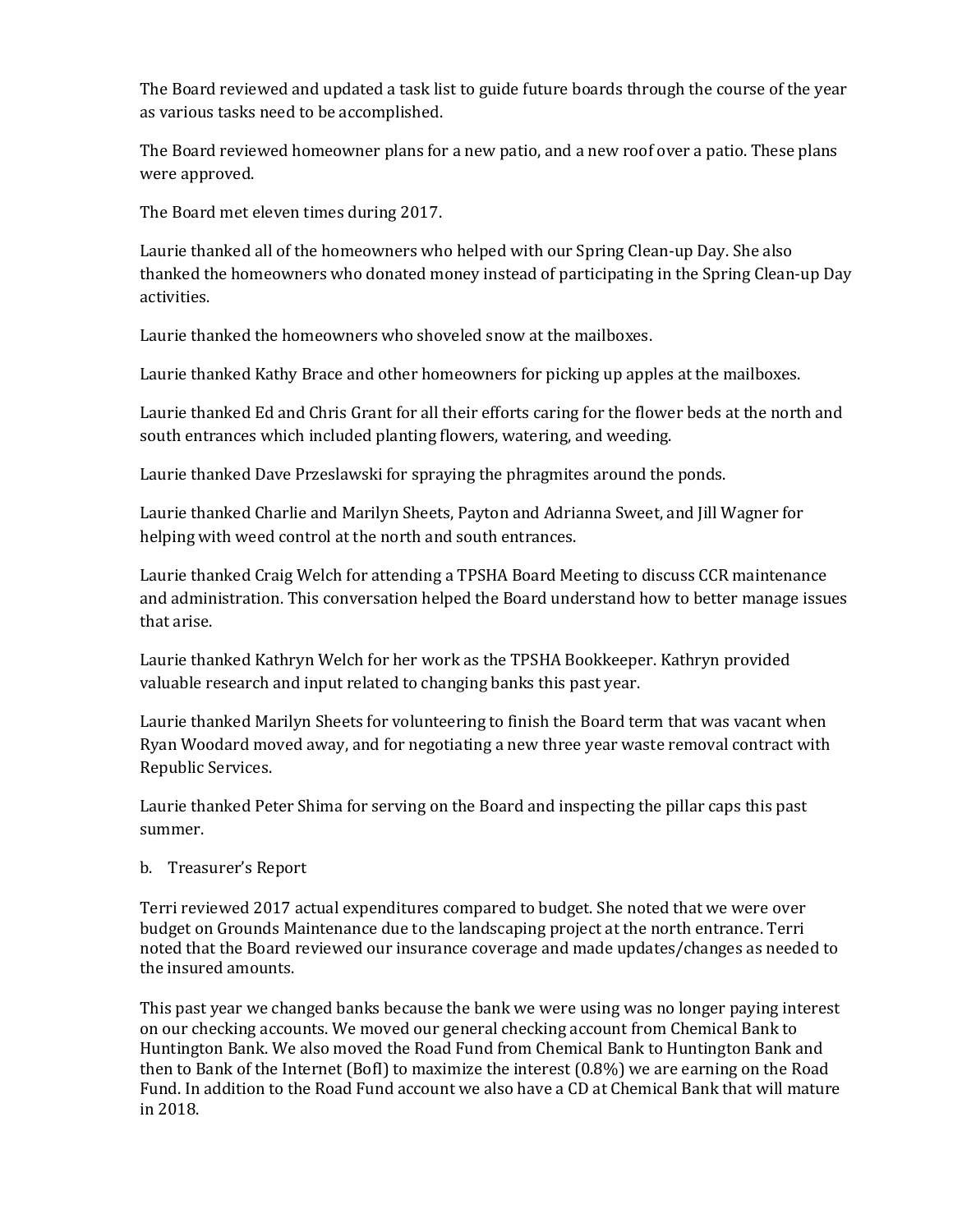The Board reviewed and updated a task list to guide future boards through the course of the year as various tasks need to be accomplished.

The Board reviewed homeowner plans for a new patio, and a new roof over a patio. These plans were approved.

The Board met eleven times during 2017.

Laurie thanked all of the homeowners who helped with our Spring Clean-up Day. She also thanked the homeowners who donated money instead of participating in the Spring Clean-up Day activities.

Laurie thanked the homeowners who shoveled snow at the mailboxes.

Laurie thanked Kathy Brace and other homeowners for picking up apples at the mailboxes.

Laurie thanked Ed and Chris Grant for all their efforts caring for the flower beds at the north and south entrances which included planting flowers, watering, and weeding.

Laurie thanked Dave Przeslawski for spraying the phragmites around the ponds.

Laurie thanked Charlie and Marilyn Sheets, Payton and Adrianna Sweet, and Jill Wagner for helping with weed control at the north and south entrances.

Laurie thanked Craig Welch for attending a TPSHA Board Meeting to discuss CCR maintenance and administration. This conversation helped the Board understand how to better manage issues that arise.

Laurie thanked Kathryn Welch for her work as the TPSHA Bookkeeper. Kathryn provided valuable research and input related to changing banks this past year.

Laurie thanked Marilyn Sheets for volunteering to finish the Board term that was vacant when Ryan Woodard moved away, and for negotiating a new three year waste removal contract with Republic Services.

Laurie thanked Peter Shima for serving on the Board and inspecting the pillar caps this past summer.

b. Treasurer's Report

Terri reviewed 2017 actual expenditures compared to budget. She noted that we were over budget on Grounds Maintenance due to the landscaping project at the north entrance. Terri noted that the Board reviewed our insurance coverage and made updates/changes as needed to the insured amounts.

This past year we changed banks because the bank we were using was no longer paying interest on our checking accounts. We moved our general checking account from Chemical Bank to Huntington Bank. We also moved the Road Fund from Chemical Bank to Huntington Bank and then to Bank of the Internet (BofI) to maximize the interest (0.8%) we are earning on the Road Fund. In addition to the Road Fund account we also have a CD at Chemical Bank that will mature in 2018.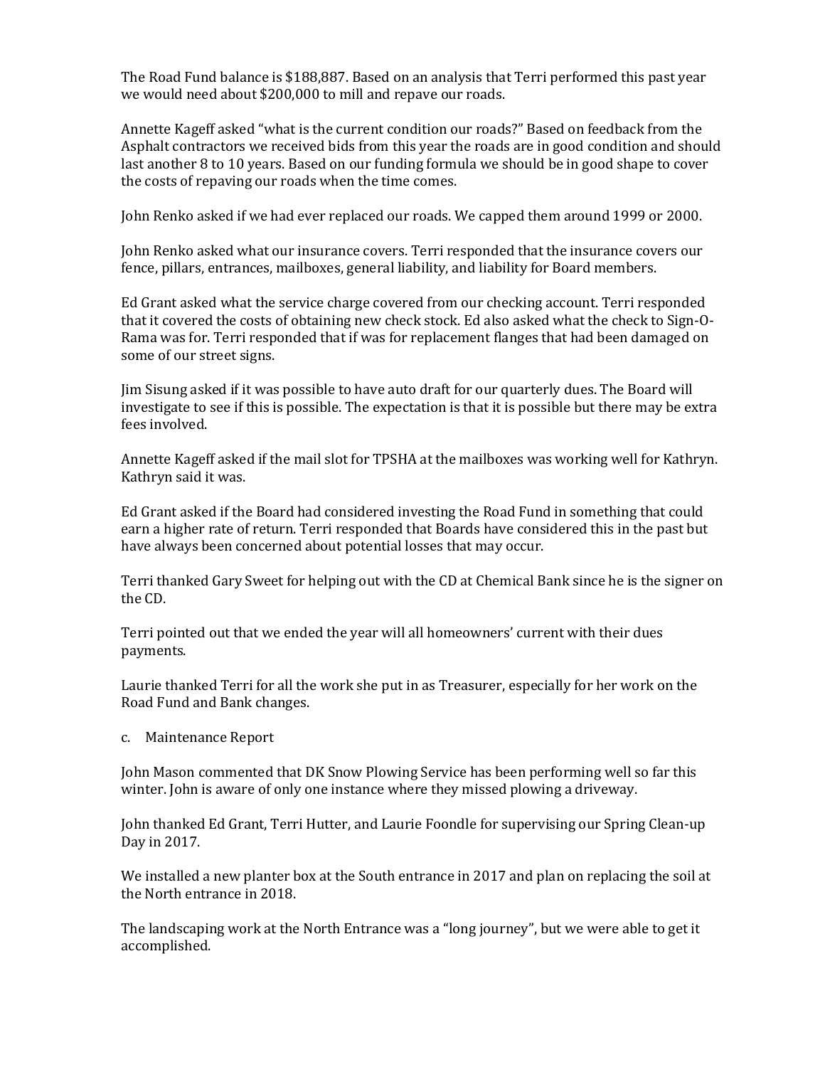The Road Fund balance is $188,887. Based on an analysis that Terri performed this past year we would need about $200,000 to mill and repave our roads.

Annette Kageff asked "what is the current condition our roads?" Based on feedback from the Asphalt contractors we received bids from this year the roads are in good condition and should last another 8 to 10 years. Based on our funding formula we should be in good shape to cover the costs of repaving our roads when the time comes.

John Renko asked if we had ever replaced our roads. We capped them around 1999 or 2000.

John Renko asked what our insurance covers. Terri responded that the insurance covers our fence, pillars, entrances, mailboxes, general liability, and liability for Board members.

Ed Grant asked what the service charge covered from our checking account. Terri responded that it covered the costs of obtaining new check stock. Ed also asked what the check to Sign-O-Rama was for. Terri responded that if was for replacement flanges that had been damaged on some of our street signs.

Jim Sisung asked if it was possible to have auto draft for our quarterly dues. The Board will investigate to see if this is possible. The expectation is that it is possible but there may be extra fees involved.

Annette Kageff asked if the mail slot for TPSHA at the mailboxes was working well for Kathryn. Kathryn said it was.

Ed Grant asked if the Board had considered investing the Road Fund in something that could earn a higher rate of return. Terri responded that Boards have considered this in the past but have always been concerned about potential losses that may occur.

Terri thanked Gary Sweet for helping out with the CD at Chemical Bank since he is the signer on the CD.

Terri pointed out that we ended the year will all homeowners' current with their dues payments.

Laurie thanked Terri for all the work she put in as Treasurer, especially for her work on the Road Fund and Bank changes.

c. Maintenance Report

John Mason commented that DK Snow Plowing Service has been performing well so far this winter. John is aware of only one instance where they missed plowing a driveway.

John thanked Ed Grant, Terri Hutter, and Laurie Foondle for supervising our Spring Clean-up Day in 2017.

We installed a new planter box at the South entrance in 2017 and plan on replacing the soil at the North entrance in 2018.

The landscaping work at the North Entrance was a "long journey", but we were able to get it accomplished.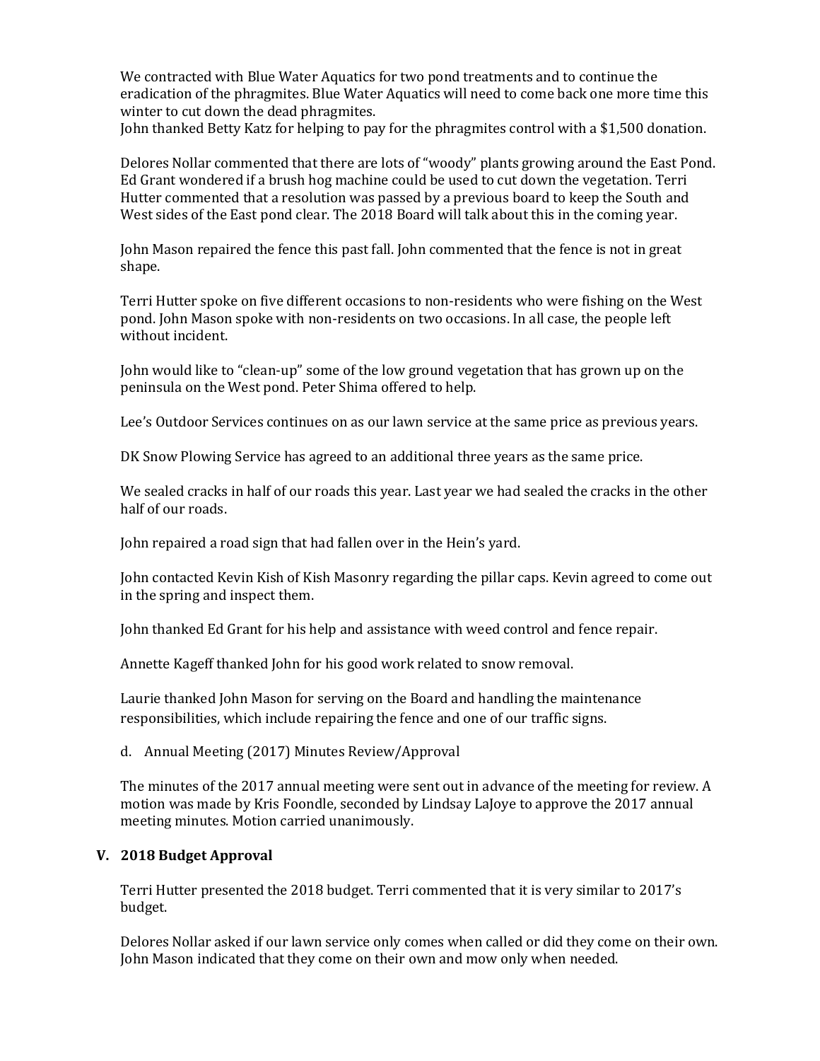We contracted with Blue Water Aquatics for two pond treatments and to continue the eradication of the phragmites. Blue Water Aquatics will need to come back one more time this winter to cut down the dead phragmites.
John thanked Betty Katz for helping to pay for the phragmites control with a $1,500 donation.

Delores Nollar commented that there are lots of "woody" plants growing around the East Pond. Ed Grant wondered if a brush hog machine could be used to cut down the vegetation. Terri Hutter commented that a resolution was passed by a previous board to keep the South and West sides of the East pond clear. The 2018 Board will talk about this in the coming year.

John Mason repaired the fence this past fall. John commented that the fence is not in great shape.

Terri Hutter spoke on five different occasions to non-residents who were fishing on the West pond. John Mason spoke with non-residents on two occasions. In all case, the people left without incident.

John would like to "clean-up" some of the low ground vegetation that has grown up on the peninsula on the West pond. Peter Shima offered to help.

Lee's Outdoor Services continues on as our lawn service at the same price as previous years.

DK Snow Plowing Service has agreed to an additional three years as the same price.

We sealed cracks in half of our roads this year. Last year we had sealed the cracks in the other half of our roads.

John repaired a road sign that had fallen over in the Hein's yard.

John contacted Kevin Kish of Kish Masonry regarding the pillar caps. Kevin agreed to come out in the spring and inspect them.

John thanked Ed Grant for his help and assistance with weed control and fence repair.

Annette Kageff thanked John for his good work related to snow removal.

Laurie thanked John Mason for serving on the Board and handling the maintenance responsibilities, which include repairing the fence and one of our traffic signs.

d. Annual Meeting (2017) Minutes Review/Approval

The minutes of the 2017 annual meeting were sent out in advance of the meeting for review. A motion was made by Kris Foondle, seconded by Lindsay LaJoye to approve the 2017 annual meeting minutes. Motion carried unanimously.

## V. 2018 Budget Approval

Terri Hutter presented the 2018 budget. Terri commented that it is very similar to 2017's budget.

Delores Nollar asked if our lawn service only comes when called or did they come on their own. John Mason indicated that they come on their own and mow only when needed.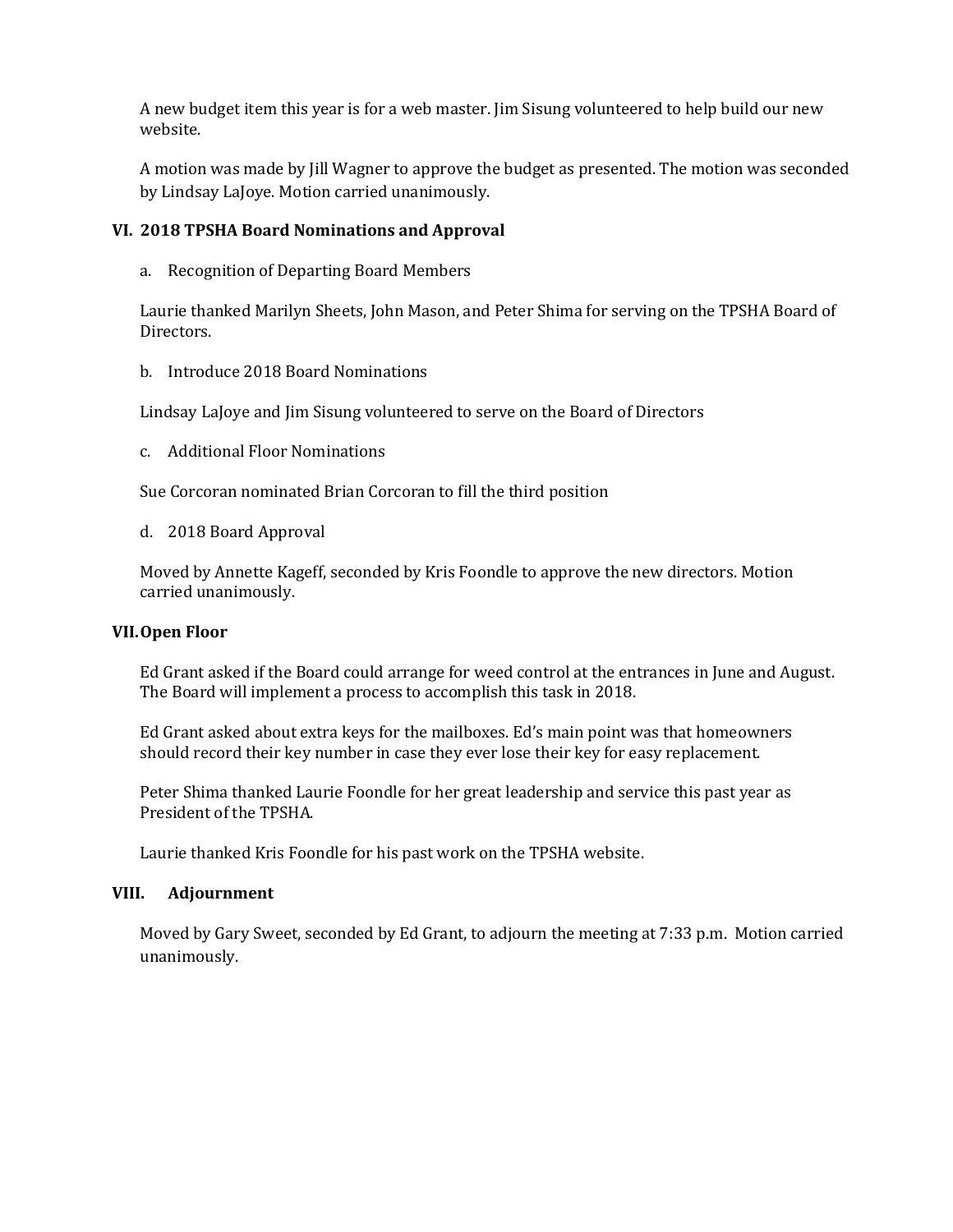A new budget item this year is for a web master. Jim Sisung volunteered to help build our new website.

A motion was made by Jill Wagner to approve the budget as presented. The motion was seconded by Lindsay LaJoye. Motion carried unanimously.

### VI. 2018 TPSHA Board Nominations and Approval

a. Recognition of Departing Board Members

Laurie thanked Marilyn Sheets, John Mason, and Peter Shima for serving on the TPSHA Board of Directors.

b. Introduce 2018 Board Nominations

Lindsay LaJoye and Jim Sisung volunteered to serve on the Board of Directors

c. Additional Floor Nominations

Sue Corcoran nominated Brian Corcoran to fill the third position

d. 2018 Board Approval

Moved by Annette Kageff, seconded by Kris Foondle to approve the new directors. Motion carried unanimously.

### VII. Open Floor

Ed Grant asked if the Board could arrange for weed control at the entrances in June and August. The Board will implement a process to accomplish this task in 2018.

Ed Grant asked about extra keys for the mailboxes. Ed's main point was that homeowners should record their key number in case they ever lose their key for easy replacement.

Peter Shima thanked Laurie Foondle for her great leadership and service this past year as President of the TPSHA.

Laurie thanked Kris Foondle for his past work on the TPSHA website.

### VIII. Adjournment

Moved by Gary Sweet, seconded by Ed Grant, to adjourn the meeting at 7:33 p.m. Motion carried unanimously.